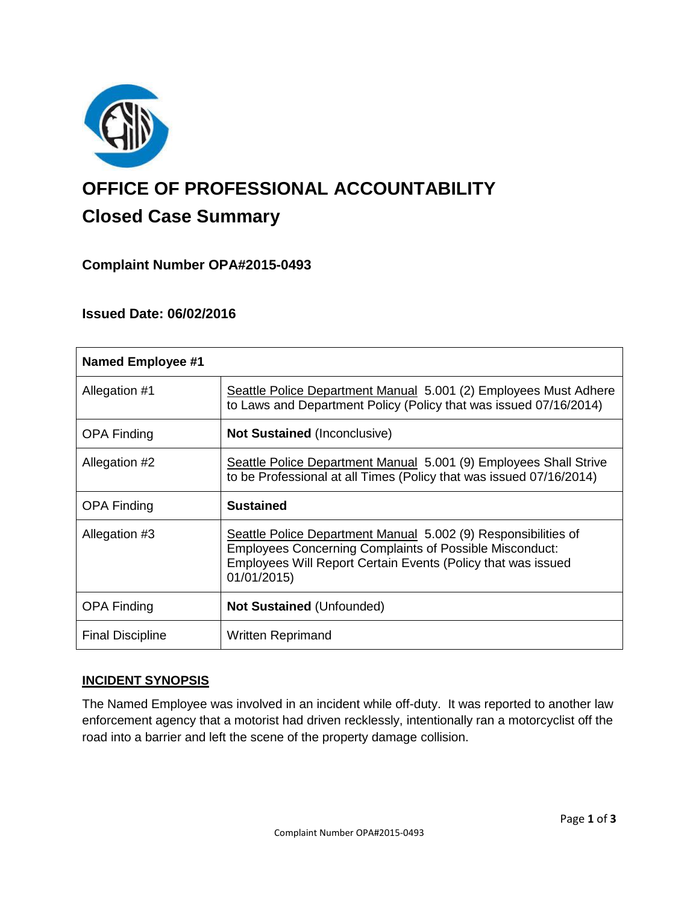# OFFICE OF PROFESSIONAL ACCOUNTABILITY

## Closed Case Summary

### Complaint Number OPA#2015-0493

### Issued Date: 06/02/2016

| Named Employee #1 | |
|---|---|
| Allegation #1 | Seattle Police Department Manual 5.001 (2) Employees Must Adhere to Laws and Department Policy (Policy that was issued 07/16/2014) |
| OPA Finding | **Not Sustained** (Inconclusive) |
| Allegation #2 | Seattle Police Department Manual 5.001 (9) Employees Shall Strive to be Professional at all Times (Policy that was issued 07/16/2014) |
| OPA Finding | **Sustained** |
| Allegation #3 | Seattle Police Department Manual 5.002 (9) Responsibilities of Employees Concerning Complaints of Possible Misconduct: Employees Will Report Certain Events (Policy that was issued 01/01/2015) |
| OPA Finding | **Not Sustained** (Unfounded) |
| Final Discipline | Written Reprimand |

## INCIDENT SYNOPSIS

The Named Employee was involved in an incident while off-duty. It was reported to another law enforcement agency that a motorist had driven recklessly, intentionally ran a motorcyclist off the road into a barrier and left the scene of the property damage collision.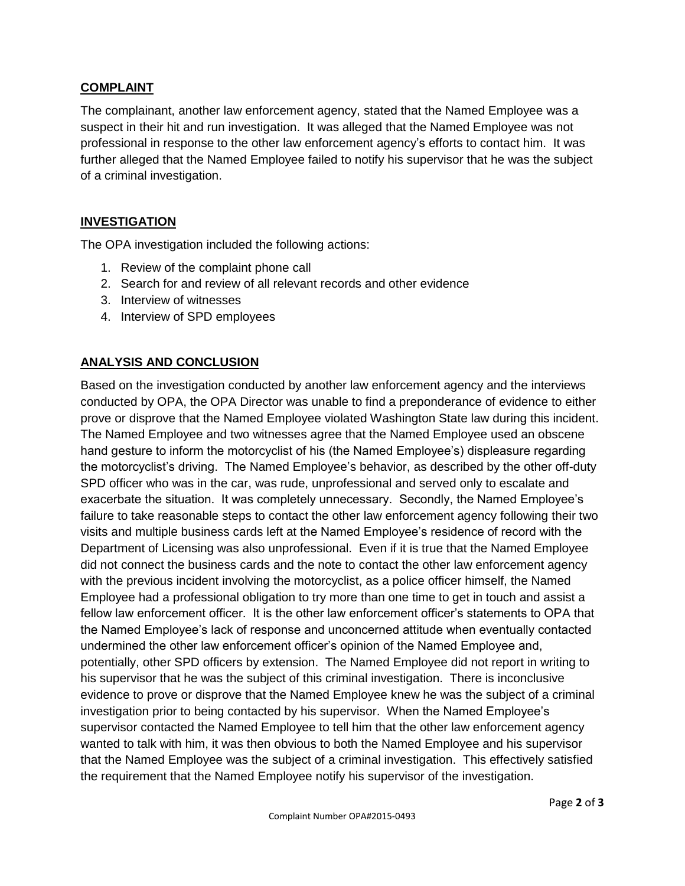## COMPLAINT

The complainant, another law enforcement agency, stated that the Named Employee was a suspect in their hit and run investigation. It was alleged that the Named Employee was not professional in response to the other law enforcement agency's efforts to contact him. It was further alleged that the Named Employee failed to notify his supervisor that he was the subject of a criminal investigation.

## INVESTIGATION

The OPA investigation included the following actions:

1. Review of the complaint phone call
2. Search for and review of all relevant records and other evidence
3. Interview of witnesses
4. Interview of SPD employees

## ANALYSIS AND CONCLUSION

Based on the investigation conducted by another law enforcement agency and the interviews conducted by OPA, the OPA Director was unable to find a preponderance of evidence to either prove or disprove that the Named Employee violated Washington State law during this incident. The Named Employee and two witnesses agree that the Named Employee used an obscene hand gesture to inform the motorcyclist of his (the Named Employee's) displeasure regarding the motorcyclist's driving. The Named Employee's behavior, as described by the other off-duty SPD officer who was in the car, was rude, unprofessional and served only to escalate and exacerbate the situation. It was completely unnecessary. Secondly, the Named Employee's failure to take reasonable steps to contact the other law enforcement agency following their two visits and multiple business cards left at the Named Employee's residence of record with the Department of Licensing was also unprofessional. Even if it is true that the Named Employee did not connect the business cards and the note to contact the other law enforcement agency with the previous incident involving the motorcyclist, as a police officer himself, the Named Employee had a professional obligation to try more than one time to get in touch and assist a fellow law enforcement officer. It is the other law enforcement officer's statements to OPA that the Named Employee's lack of response and unconcerned attitude when eventually contacted undermined the other law enforcement officer's opinion of the Named Employee and, potentially, other SPD officers by extension. The Named Employee did not report in writing to his supervisor that he was the subject of this criminal investigation. There is inconclusive evidence to prove or disprove that the Named Employee knew he was the subject of a criminal investigation prior to being contacted by his supervisor. When the Named Employee's supervisor contacted the Named Employee to tell him that the other law enforcement agency wanted to talk with him, it was then obvious to both the Named Employee and his supervisor that the Named Employee was the subject of a criminal investigation. This effectively satisfied the requirement that the Named Employee notify his supervisor of the investigation.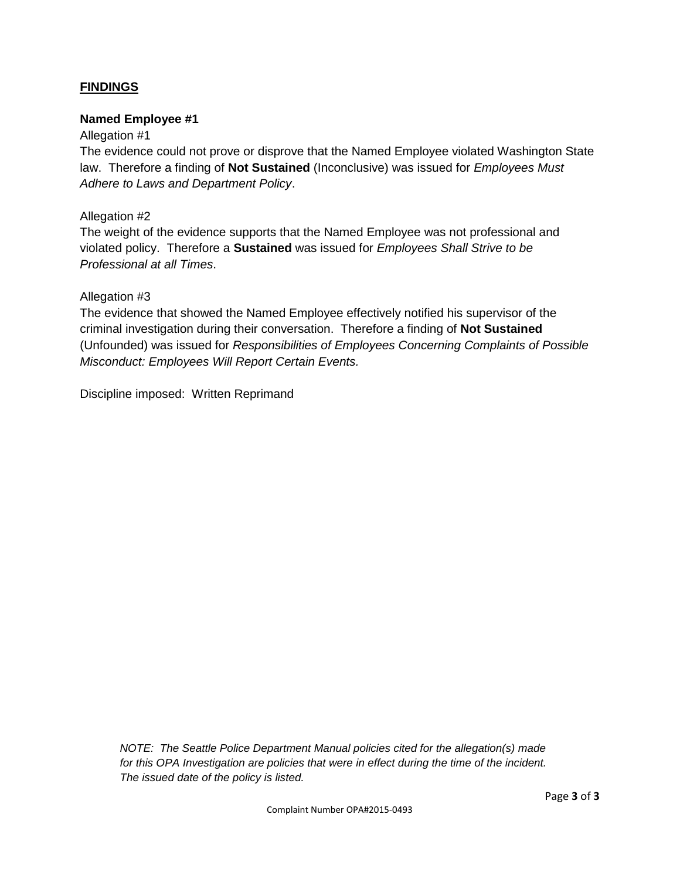## FINDINGS

### Named Employee #1

Allegation #1

The evidence could not prove or disprove that the Named Employee violated Washington State law. Therefore a finding of **Not Sustained** (Inconclusive) was issued for *Employees Must Adhere to Laws and Department Policy*.

Allegation #2

The weight of the evidence supports that the Named Employee was not professional and violated policy. Therefore a **Sustained** was issued for *Employees Shall Strive to be Professional at all Times*.

Allegation #3

The evidence that showed the Named Employee effectively notified his supervisor of the criminal investigation during their conversation. Therefore a finding of **Not Sustained** (Unfounded) was issued for *Responsibilities of Employees Concerning Complaints of Possible Misconduct: Employees Will Report Certain Events.*

Discipline imposed: Written Reprimand

*NOTE: The Seattle Police Department Manual policies cited for the allegation(s) made for this OPA Investigation are policies that were in effect during the time of the incident. The issued date of the policy is listed.*

Complaint Number OPA#2015-0493